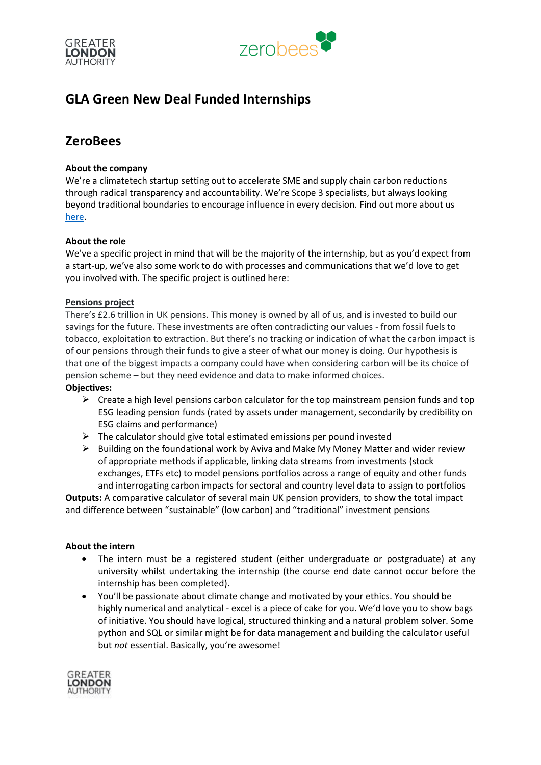# GLA Green New Deal Funded Internships

## ZeroBees

**About the company**

We're a climatetech startup setting out to accelerate SME and supply chain carbon reductions through radical transparency and accountability. We're Scope 3 specialists, but always looking beyond traditional boundaries to encourage influence in every decision. Find out more about us [here](#).

**About the role**

We've a specific project in mind that will be the majority of the internship, but as you'd expect from a start-up, we've also some work to do with processes and communications that we'd love to get you involved with. The specific project is outlined here:

**Pensions project**

There's £2.6 trillion in UK pensions. This money is owned by all of us, and is invested to build our savings for the future. These investments are often contradicting our values - from fossil fuels to tobacco, exploitation to extraction. But there's no tracking or indication of what the carbon impact is of our pensions through their funds to give a steer of what our money is doing. Our hypothesis is that one of the biggest impacts a company could have when considering carbon will be its choice of pension scheme – but they need evidence and data to make informed choices.

**Objectives:**

- Create a high level pensions carbon calculator for the top mainstream pension funds and top ESG leading pension funds (rated by assets under management, secondarily by credibility on ESG claims and performance)
- The calculator should give total estimated emissions per pound invested
- Building on the foundational work by Aviva and Make My Money Matter and wider review of appropriate methods if applicable, linking data streams from investments (stock exchanges, ETFs etc) to model pensions portfolios across a range of equity and other funds and interrogating carbon impacts for sectoral and country level data to assign to portfolios

**Outputs:** A comparative calculator of several main UK pension providers, to show the total impact and difference between "sustainable" (low carbon) and "traditional" investment pensions

**About the intern**

- The intern must be a registered student (either undergraduate or postgraduate) at any university whilst undertaking the internship (the course end date cannot occur before the internship has been completed).
- You'll be passionate about climate change and motivated by your ethics. You should be highly numerical and analytical - excel is a piece of cake for you. We'd love you to show bags of initiative. You should have logical, structured thinking and a natural problem solver. Some python and SQL or similar might be for data management and building the calculator useful but *not* essential. Basically, you're awesome!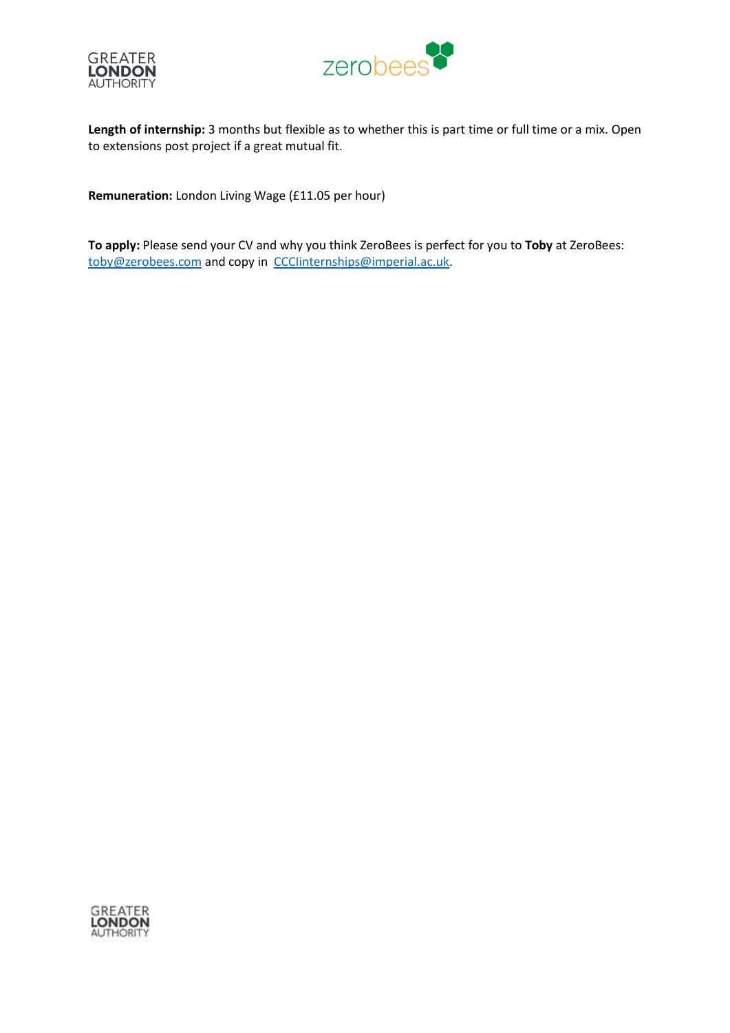**Length of internship:** 3 months but flexible as to whether this is part time or full time or a mix. Open to extensions post project if a great mutual fit.

**Remuneration:** London Living Wage (£11.05 per hour)

**To apply:** Please send your CV and why you think ZeroBees is perfect for you to **Toby** at ZeroBees: toby@zerobees.com and copy in CCCIinternships@imperial.ac.uk.